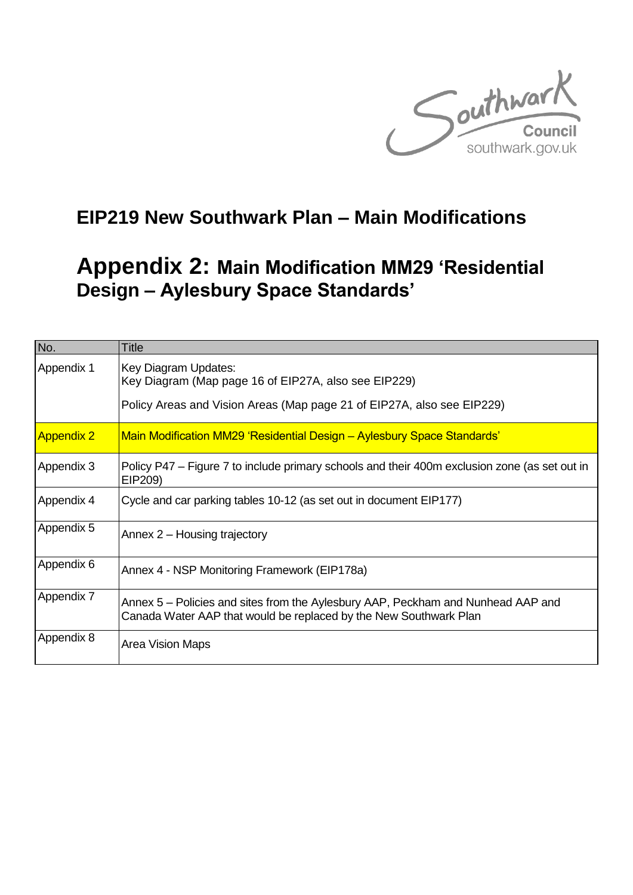Southwark Council
southwark.gov.uk

# EIP219 New Southwark Plan – Main Modifications

# Appendix 2: Main Modification MM29 'Residential Design – Aylesbury Space Standards'

| No. | Title |
|---|---|
| Appendix 1 | Key Diagram Updates:<br>Key Diagram (Map page 16 of EIP27A, also see EIP229)<br>Policy Areas and Vision Areas (Map page 21 of EIP27A, also see EIP229) |
| Appendix 2 | Main Modification MM29 'Residential Design – Aylesbury Space Standards' |
| Appendix 3 | Policy P47 – Figure 7 to include primary schools and their 400m exclusion zone (as set out in EIP209) |
| Appendix 4 | Cycle and car parking tables 10-12 (as set out in document EIP177) |
| Appendix 5 | Annex 2 – Housing trajectory |
| Appendix 6 | Annex 4 - NSP Monitoring Framework (EIP178a) |
| Appendix 7 | Annex 5 – Policies and sites from the Aylesbury AAP, Peckham and Nunhead AAP and Canada Water AAP that would be replaced by the New Southwark Plan |
| Appendix 8 | Area Vision Maps |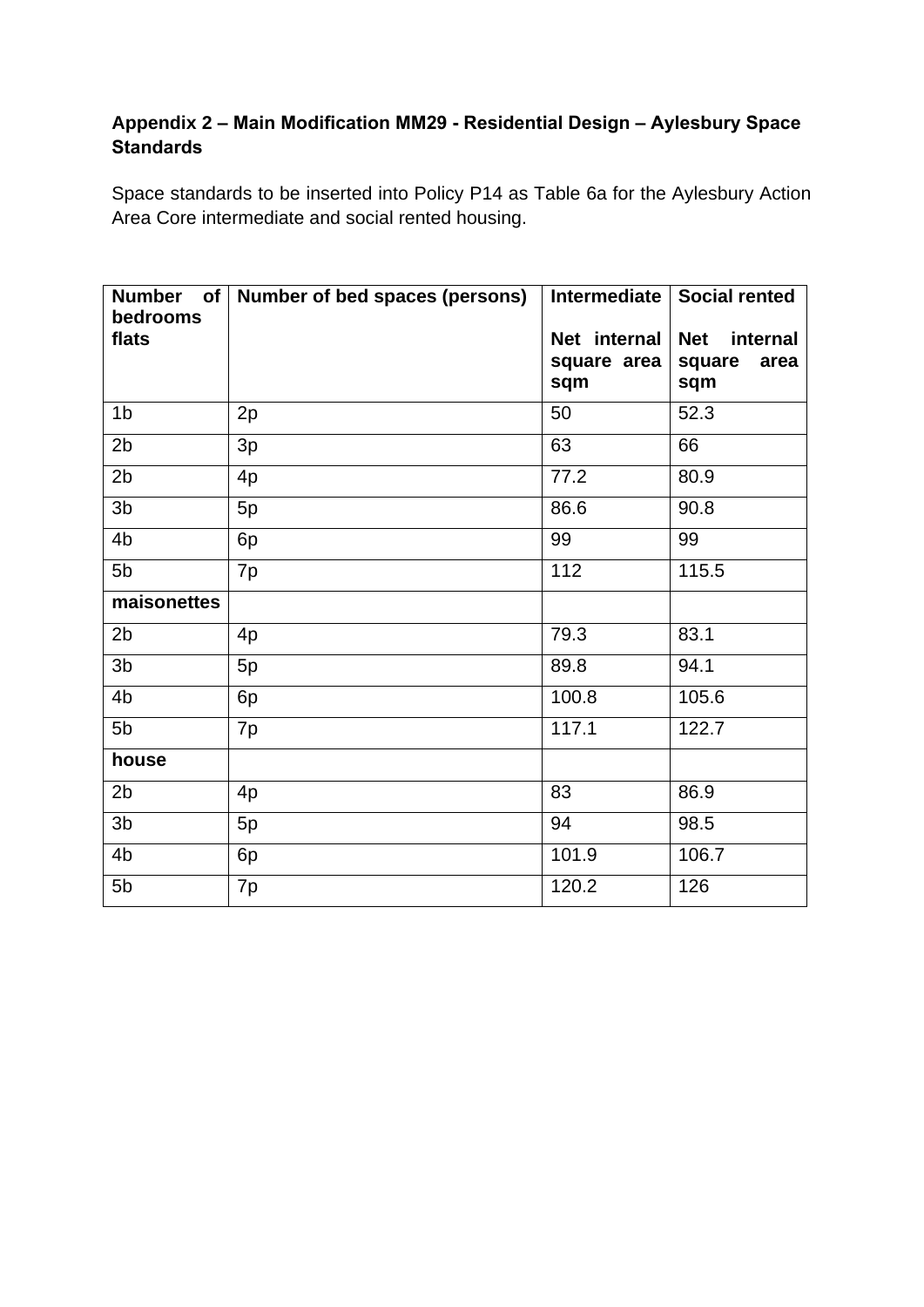**Appendix 2 – Main Modification MM29 - Residential Design – Aylesbury Space Standards**

Space standards to be inserted into Policy P14 as Table 6a for the Aylesbury Action Area Core intermediate and social rented housing.

| Number of bedrooms flats | Number of bed spaces (persons) | Intermediate<br><br>Net internal square area sqm | Social rented<br><br>Net internal square area sqm |
|---|---|---|---|
| 1b | 2p | 50 | 52.3 |
| 2b | 3p | 63 | 66 |
| 2b | 4p | 77.2 | 80.9 |
| 3b | 5p | 86.6 | 90.8 |
| 4b | 6p | 99 | 99 |
| 5b | 7p | 112 | 115.5 |
| **maisonettes** | | | |
| 2b | 4p | 79.3 | 83.1 |
| 3b | 5p | 89.8 | 94.1 |
| 4b | 6p | 100.8 | 105.6 |
| 5b | 7p | 117.1 | 122.7 |
| **house** | | | |
| 2b | 4p | 83 | 86.9 |
| 3b | 5p | 94 | 98.5 |
| 4b | 6p | 101.9 | 106.7 |
| 5b | 7p | 120.2 | 126 |